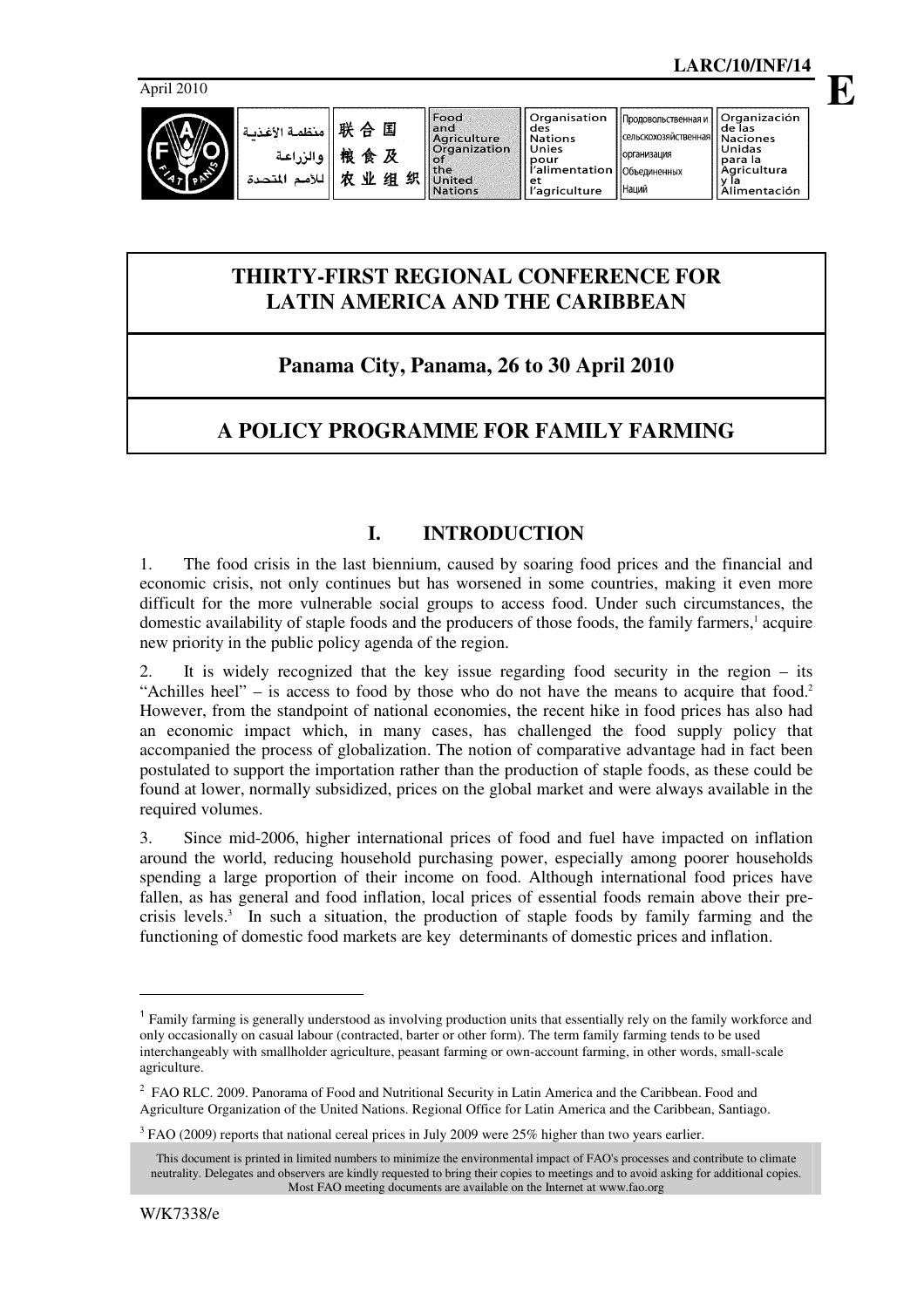LARC/10/INF/14

April 2010

E

# THIRTY-FIRST REGIONAL CONFERENCE FOR LATIN AMERICA AND THE CARIBBEAN

## Panama City, Panama, 26 to 30 April 2010

## A POLICY PROGRAMME FOR FAMILY FARMING

## I. INTRODUCTION

1. The food crisis in the last biennium, caused by soaring food prices and the financial and economic crisis, not only continues but has worsened in some countries, making it even more difficult for the more vulnerable social groups to access food. Under such circumstances, the domestic availability of staple foods and the producers of those foods, the family farmers,[1] acquire new priority in the public policy agenda of the region.

2. It is widely recognized that the key issue regarding food security in the region – its "Achilles heel" – is access to food by those who do not have the means to acquire that food.[2] However, from the standpoint of national economies, the recent hike in food prices has also had an economic impact which, in many cases, has challenged the food supply policy that accompanied the process of globalization. The notion of comparative advantage had in fact been postulated to support the importation rather than the production of staple foods, as these could be found at lower, normally subsidized, prices on the global market and were always available in the required volumes.

3. Since mid-2006, higher international prices of food and fuel have impacted on inflation around the world, reducing household purchasing power, especially among poorer households spending a large proportion of their income on food. Although international food prices have fallen, as has general and food inflation, local prices of essential foods remain above their pre-crisis levels.[3] In such a situation, the production of staple foods by family farming and the functioning of domestic food markets are key determinants of domestic prices and inflation.

---

[1] Family farming is generally understood as involving production units that essentially rely on the family workforce and only occasionally on casual labour (contracted, barter or other form). The term family farming tends to be used interchangeably with smallholder agriculture, peasant farming or own-account farming, in other words, small-scale agriculture.

[2] FAO RLC. 2009. Panorama of Food and Nutritional Security in Latin America and the Caribbean. Food and Agriculture Organization of the United Nations. Regional Office for Latin America and the Caribbean, Santiago.

[3] FAO (2009) reports that national cereal prices in July 2009 were 25% higher than two years earlier.

This document is printed in limited numbers to minimize the environmental impact of FAO's processes and contribute to climate neutrality. Delegates and observers are kindly requested to bring their copies to meetings and to avoid asking for additional copies. Most FAO meeting documents are available on the Internet at www.fao.org

W/K7338/e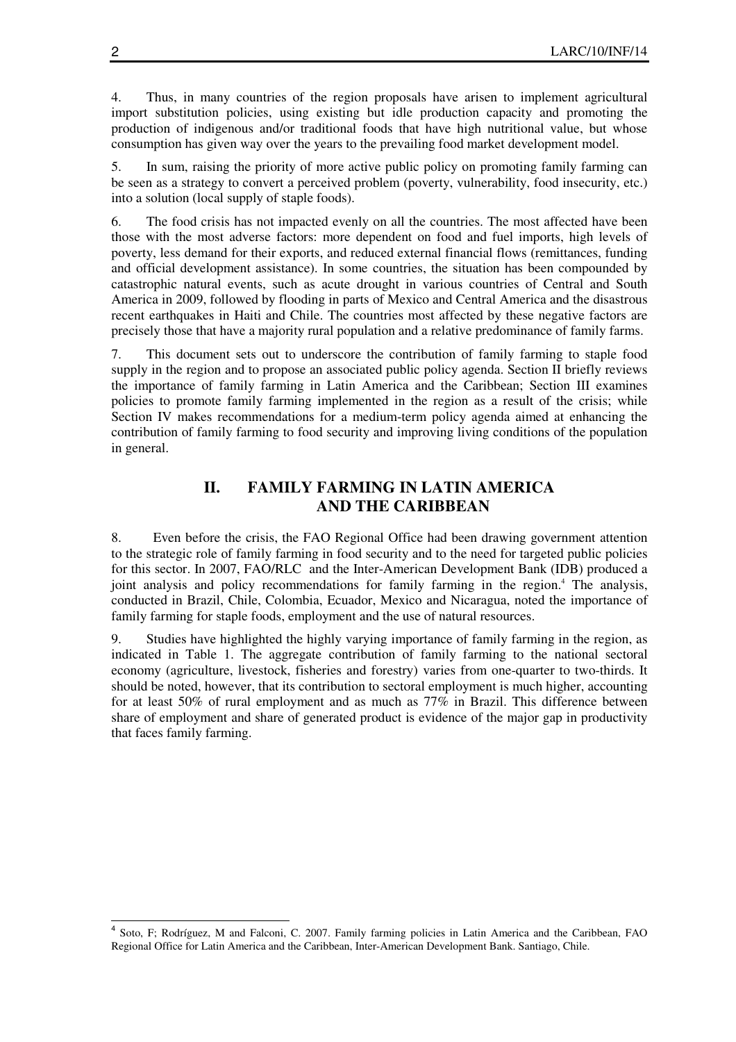4. Thus, in many countries of the region proposals have arisen to implement agricultural import substitution policies, using existing but idle production capacity and promoting the production of indigenous and/or traditional foods that have high nutritional value, but whose consumption has given way over the years to the prevailing food market development model.

5. In sum, raising the priority of more active public policy on promoting family farming can be seen as a strategy to convert a perceived problem (poverty, vulnerability, food insecurity, etc.) into a solution (local supply of staple foods).

6. The food crisis has not impacted evenly on all the countries. The most affected have been those with the most adverse factors: more dependent on food and fuel imports, high levels of poverty, less demand for their exports, and reduced external financial flows (remittances, funding and official development assistance). In some countries, the situation has been compounded by catastrophic natural events, such as acute drought in various countries of Central and South America in 2009, followed by flooding in parts of Mexico and Central America and the disastrous recent earthquakes in Haiti and Chile. The countries most affected by these negative factors are precisely those that have a majority rural population and a relative predominance of family farms.

7. This document sets out to underscore the contribution of family farming to staple food supply in the region and to propose an associated public policy agenda. Section II briefly reviews the importance of family farming in Latin America and the Caribbean; Section III examines policies to promote family farming implemented in the region as a result of the crisis; while Section IV makes recommendations for a medium-term policy agenda aimed at enhancing the contribution of family farming to food security and improving living conditions of the population in general.

## II. FAMILY FARMING IN LATIN AMERICA AND THE CARIBBEAN

8. Even before the crisis, the FAO Regional Office had been drawing government attention to the strategic role of family farming in food security and to the need for targeted public policies for this sector. In 2007, FAO/RLC and the Inter-American Development Bank (IDB) produced a joint analysis and policy recommendations for family farming in the region.[4] The analysis, conducted in Brazil, Chile, Colombia, Ecuador, Mexico and Nicaragua, noted the importance of family farming for staple foods, employment and the use of natural resources.

9. Studies have highlighted the highly varying importance of family farming in the region, as indicated in Table 1. The aggregate contribution of family farming to the national sectoral economy (agriculture, livestock, fisheries and forestry) varies from one-quarter to two-thirds. It should be noted, however, that its contribution to sectoral employment is much higher, accounting for at least 50% of rural employment and as much as 77% in Brazil. This difference between share of employment and share of generated product is evidence of the major gap in productivity that faces family farming.

---

[4] Soto, F; Rodríguez, M and Falconi, C. 2007. Family farming policies in Latin America and the Caribbean, FAO Regional Office for Latin America and the Caribbean, Inter-American Development Bank. Santiago, Chile.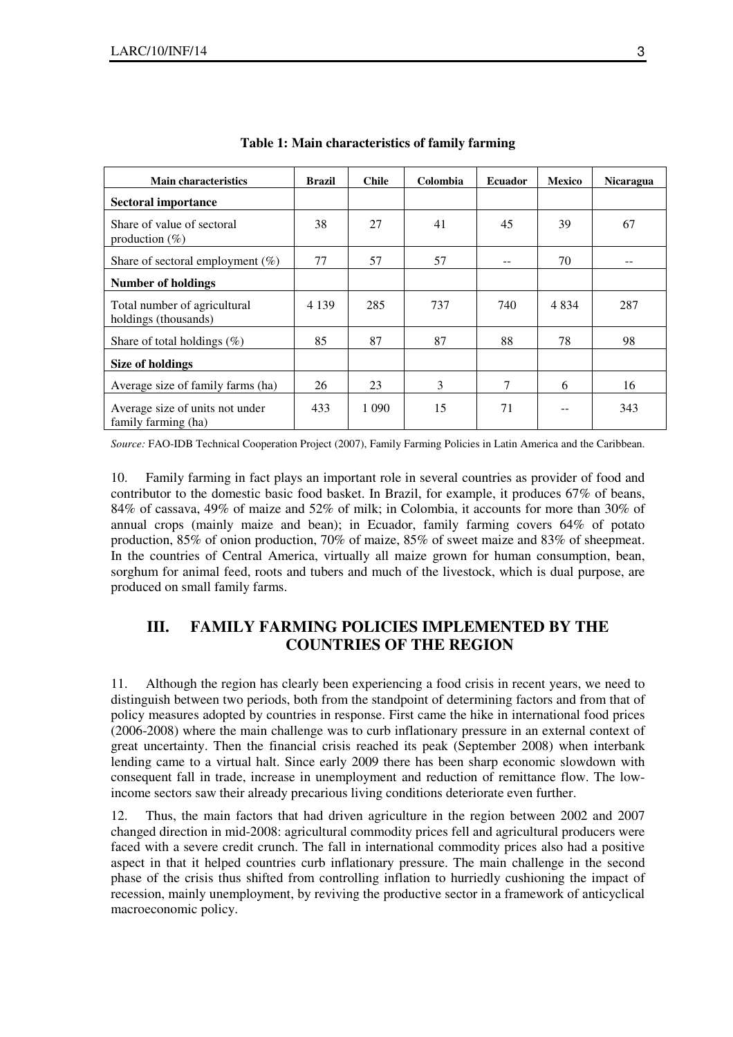**Table 1: Main characteristics of family farming**

| Main characteristics | Brazil | Chile | Colombia | Ecuador | Mexico | Nicaragua |
|---|---|---|---|---|---|---|
| **Sectoral importance** | | | | | | |
| Share of value of sectoral production (%) | 38 | 27 | 41 | 45 | 39 | 67 |
| Share of sectoral employment (%) | 77 | 57 | 57 | -- | 70 | -- |
| **Number of holdings** | | | | | | |
| Total number of agricultural holdings (thousands) | 4 139 | 285 | 737 | 740 | 4 834 | 287 |
| Share of total holdings (%) | 85 | 87 | 87 | 88 | 78 | 98 |
| **Size of holdings** | | | | | | |
| Average size of family farms (ha) | 26 | 23 | 3 | 7 | 6 | 16 |
| Average size of units not under family farming (ha) | 433 | 1 090 | 15 | 71 | -- | 343 |

*Source:* FAO-IDB Technical Cooperation Project (2007), Family Farming Policies in Latin America and the Caribbean.

10. Family farming in fact plays an important role in several countries as provider of food and contributor to the domestic basic food basket. In Brazil, for example, it produces 67% of beans, 84% of cassava, 49% of maize and 52% of milk; in Colombia, it accounts for more than 30% of annual crops (mainly maize and bean); in Ecuador, family farming covers 64% of potato production, 85% of onion production, 70% of maize, 85% of sweet maize and 83% of sheepmeat. In the countries of Central America, virtually all maize grown for human consumption, bean, sorghum for animal feed, roots and tubers and much of the livestock, which is dual purpose, are produced on small family farms.

## III. FAMILY FARMING POLICIES IMPLEMENTED BY THE COUNTRIES OF THE REGION

11. Although the region has clearly been experiencing a food crisis in recent years, we need to distinguish between two periods, both from the standpoint of determining factors and from that of policy measures adopted by countries in response. First came the hike in international food prices (2006-2008) where the main challenge was to curb inflationary pressure in an external context of great uncertainty. Then the financial crisis reached its peak (September 2008) when interbank lending came to a virtual halt. Since early 2009 there has been sharp economic slowdown with consequent fall in trade, increase in unemployment and reduction of remittance flow. The low-income sectors saw their already precarious living conditions deteriorate even further.

12. Thus, the main factors that had driven agriculture in the region between 2002 and 2007 changed direction in mid-2008: agricultural commodity prices fell and agricultural producers were faced with a severe credit crunch. The fall in international commodity prices also had a positive aspect in that it helped countries curb inflationary pressure. The main challenge in the second phase of the crisis thus shifted from controlling inflation to hurriedly cushioning the impact of recession, mainly unemployment, by reviving the productive sector in a framework of anticyclical macroeconomic policy.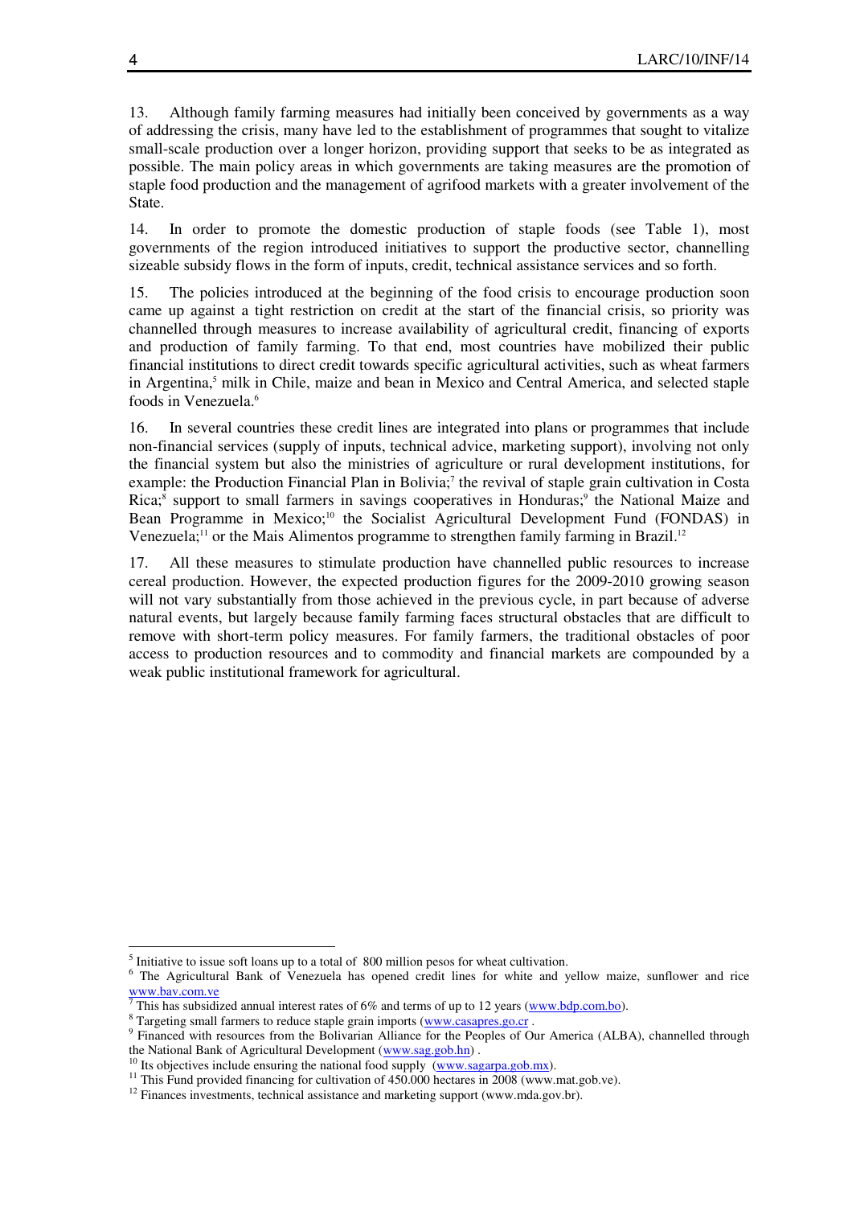13. Although family farming measures had initially been conceived by governments as a way of addressing the crisis, many have led to the establishment of programmes that sought to vitalize small-scale production over a longer horizon, providing support that seeks to be as integrated as possible. The main policy areas in which governments are taking measures are the promotion of staple food production and the management of agrifood markets with a greater involvement of the State.

14. In order to promote the domestic production of staple foods (see Table 1), most governments of the region introduced initiatives to support the productive sector, channelling sizeable subsidy flows in the form of inputs, credit, technical assistance services and so forth.

15. The policies introduced at the beginning of the food crisis to encourage production soon came up against a tight restriction on credit at the start of the financial crisis, so priority was channelled through measures to increase availability of agricultural credit, financing of exports and production of family farming. To that end, most countries have mobilized their public financial institutions to direct credit towards specific agricultural activities, such as wheat farmers in Argentina,[5] milk in Chile, maize and bean in Mexico and Central America, and selected staple foods in Venezuela.[6]

16. In several countries these credit lines are integrated into plans or programmes that include non-financial services (supply of inputs, technical advice, marketing support), involving not only the financial system but also the ministries of agriculture or rural development institutions, for example: the Production Financial Plan in Bolivia;[7] the revival of staple grain cultivation in Costa Rica;[8] support to small farmers in savings cooperatives in Honduras;[9] the National Maize and Bean Programme in Mexico;[10] the Socialist Agricultural Development Fund (FONDAS) in Venezuela;[11] or the Mais Alimentos programme to strengthen family farming in Brazil.[12]

17. All these measures to stimulate production have channelled public resources to increase cereal production. However, the expected production figures for the 2009-2010 growing season will not vary substantially from those achieved in the previous cycle, in part because of adverse natural events, but largely because family farming faces structural obstacles that are difficult to remove with short-term policy measures. For family farmers, the traditional obstacles of poor access to production resources and to commodity and financial markets are compounded by a weak public institutional framework for agricultural.

---

[5] Initiative to issue soft loans up to a total of 800 million pesos for wheat cultivation.

[6] The Agricultural Bank of Venezuela has opened credit lines for white and yellow maize, sunflower and rice www.bav.com.ve

[7] This has subsidized annual interest rates of 6% and terms of up to 12 years (www.bdp.com.bo).

[8] Targeting small farmers to reduce staple grain imports (www.casapres.go.cr .

[9] Financed with resources from the Bolivarian Alliance for the Peoples of Our America (ALBA), channelled through the National Bank of Agricultural Development (www.sag.gob.hn) .

[10] Its objectives include ensuring the national food supply (www.sagarpa.gob.mx).

[11] This Fund provided financing for cultivation of 450.000 hectares in 2008 (www.mat.gob.ve).

[12] Finances investments, technical assistance and marketing support (www.mda.gov.br).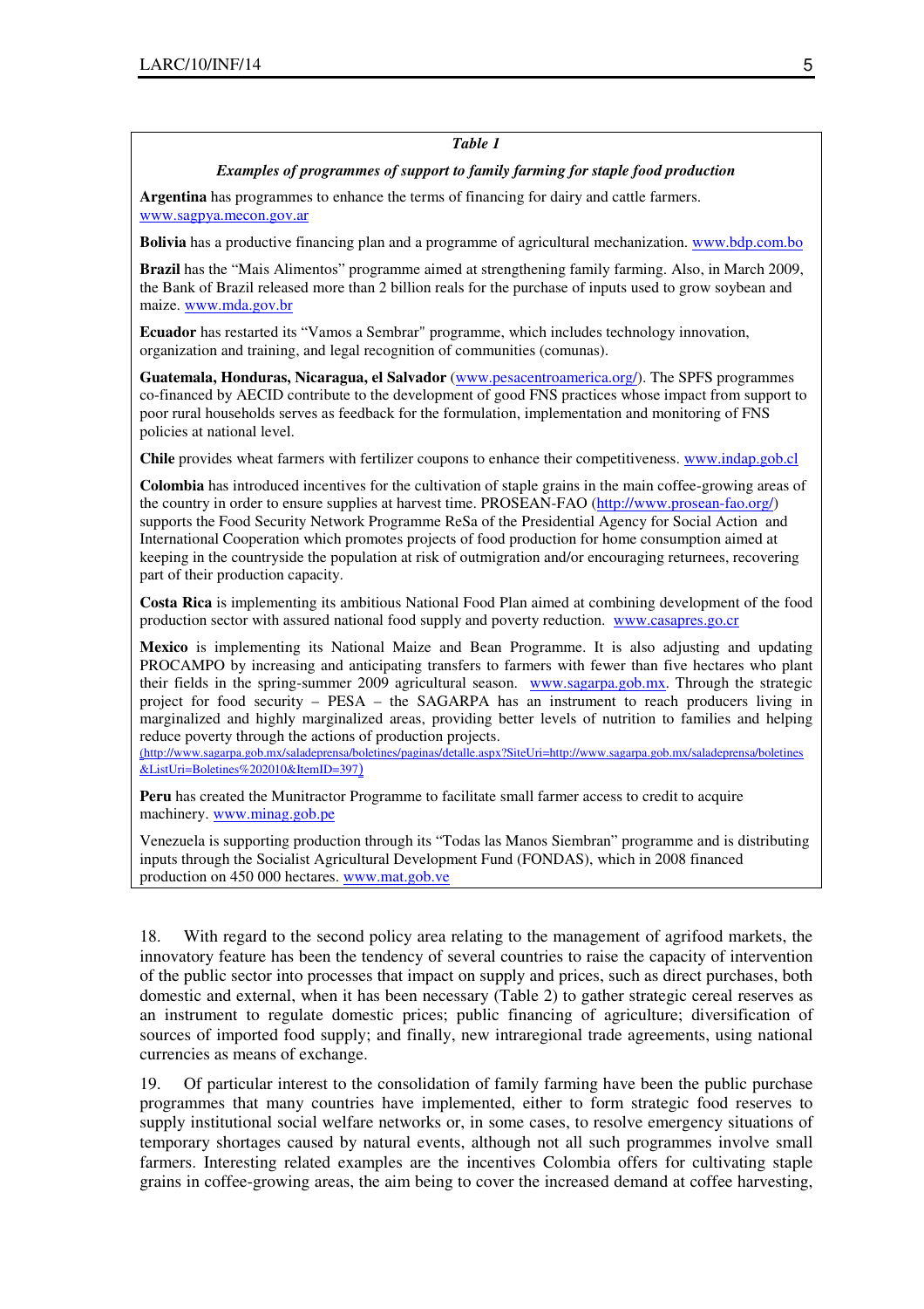*Table 1*

***Examples of programmes of support to family farming for staple food production***

**Argentina** has programmes to enhance the terms of financing for dairy and cattle farmers. www.sagpya.mecon.gov.ar

**Bolivia** has a productive financing plan and a programme of agricultural mechanization. www.bdp.com.bo

**Brazil** has the "Mais Alimentos" programme aimed at strengthening family farming. Also, in March 2009, the Bank of Brazil released more than 2 billion reals for the purchase of inputs used to grow soybean and maize. www.mda.gov.br

**Ecuador** has restarted its "Vamos a Sembrar" programme, which includes technology innovation, organization and training, and legal recognition of communities (comunas).

**Guatemala, Honduras, Nicaragua, el Salvador** (www.pesacentroamerica.org/). The SPFS programmes co-financed by AECID contribute to the development of good FNS practices whose impact from support to poor rural households serves as feedback for the formulation, implementation and monitoring of FNS policies at national level.

**Chile** provides wheat farmers with fertilizer coupons to enhance their competitiveness. www.indap.gob.cl

**Colombia** has introduced incentives for the cultivation of staple grains in the main coffee-growing areas of the country in order to ensure supplies at harvest time. PROSEAN-FAO (http://www.prosean-fao.org/) supports the Food Security Network Programme ReSa of the Presidential Agency for Social Action and International Cooperation which promotes projects of food production for home consumption aimed at keeping in the countryside the population at risk of outmigration and/or encouraging returnees, recovering part of their production capacity.

**Costa Rica** is implementing its ambitious National Food Plan aimed at combining development of the food production sector with assured national food supply and poverty reduction. www.casapres.go.cr

**Mexico** is implementing its National Maize and Bean Programme. It is also adjusting and updating PROCAMPO by increasing and anticipating transfers to farmers with fewer than five hectares who plant their fields in the spring-summer 2009 agricultural season. www.sagarpa.gob.mx. Through the strategic project for food security – PESA – the SAGARPA has an instrument to reach producers living in marginalized and highly marginalized areas, providing better levels of nutrition to families and helping reduce poverty through the actions of production projects.
(http://www.sagarpa.gob.mx/saladeprensa/boletines/paginas/detalle.aspx?SiteUri=http://www.sagarpa.gob.mx/saladeprensa/boletines&ListUri=Boletines%202010&ItemID=397)

**Peru** has created the Munitractor Programme to facilitate small farmer access to credit to acquire machinery. www.minag.gob.pe

Venezuela is supporting production through its "Todas las Manos Siembran" programme and is distributing inputs through the Socialist Agricultural Development Fund (FONDAS), which in 2008 financed production on 450 000 hectares. www.mat.gob.ve

18. With regard to the second policy area relating to the management of agrifood markets, the innovatory feature has been the tendency of several countries to raise the capacity of intervention of the public sector into processes that impact on supply and prices, such as direct purchases, both domestic and external, when it has been necessary (Table 2) to gather strategic cereal reserves as an instrument to regulate domestic prices; public financing of agriculture; diversification of sources of imported food supply; and finally, new intraregional trade agreements, using national currencies as means of exchange.

19. Of particular interest to the consolidation of family farming have been the public purchase programmes that many countries have implemented, either to form strategic food reserves to supply institutional social welfare networks or, in some cases, to resolve emergency situations of temporary shortages caused by natural events, although not all such programmes involve small farmers. Interesting related examples are the incentives Colombia offers for cultivating staple grains in coffee-growing areas, the aim being to cover the increased demand at coffee harvesting,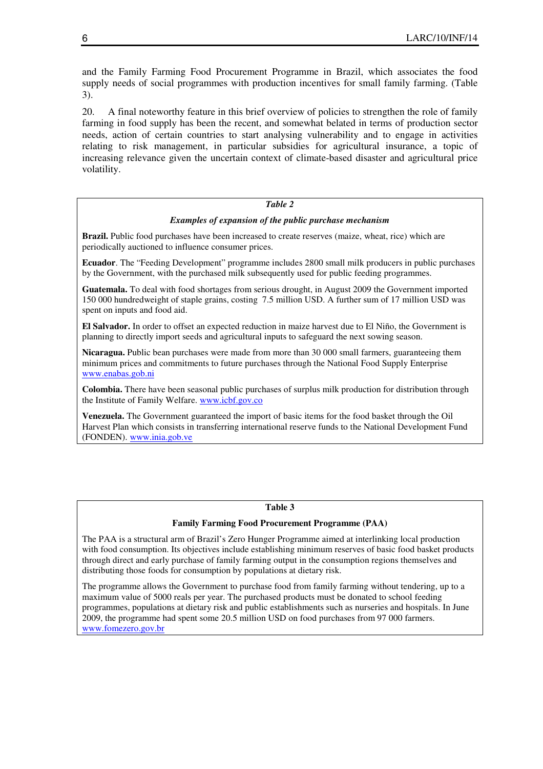and the Family Farming Food Procurement Programme in Brazil, which associates the food supply needs of social programmes with production incentives for small family farming. (Table 3).

20. A final noteworthy feature in this brief overview of policies to strengthen the role of family farming in food supply has been the recent, and somewhat belated in terms of production sector needs, action of certain countries to start analysing vulnerability and to engage in activities relating to risk management, in particular subsidies for agricultural insurance, a topic of increasing relevance given the uncertain context of climate-based disaster and agricultural price volatility.

***Table 2***

***Examples of expansion of the public purchase mechanism***

**Brazil.** Public food purchases have been increased to create reserves (maize, wheat, rice) which are periodically auctioned to influence consumer prices.

**Ecuador**. The "Feeding Development" programme includes 2800 small milk producers in public purchases by the Government, with the purchased milk subsequently used for public feeding programmes.

**Guatemala.** To deal with food shortages from serious drought, in August 2009 the Government imported 150 000 hundredweight of staple grains, costing 7.5 million USD. A further sum of 17 million USD was spent on inputs and food aid.

**El Salvador.** In order to offset an expected reduction in maize harvest due to El Niño, the Government is planning to directly import seeds and agricultural inputs to safeguard the next sowing season.

**Nicaragua.** Public bean purchases were made from more than 30 000 small farmers, guaranteeing them minimum prices and commitments to future purchases through the National Food Supply Enterprise www.enabas.gob.ni

**Colombia.** There have been seasonal public purchases of surplus milk production for distribution through the Institute of Family Welfare. www.icbf.gov.co

**Venezuela.** The Government guaranteed the import of basic items for the food basket through the Oil Harvest Plan which consists in transferring international reserve funds to the National Development Fund (FONDEN). www.inia.gob.ve

**Table 3**

**Family Farming Food Procurement Programme (PAA)**

The PAA is a structural arm of Brazil's Zero Hunger Programme aimed at interlinking local production with food consumption. Its objectives include establishing minimum reserves of basic food basket products through direct and early purchase of family farming output in the consumption regions themselves and distributing those foods for consumption by populations at dietary risk.

The programme allows the Government to purchase food from family farming without tendering, up to a maximum value of 5000 reals per year. The purchased products must be donated to school feeding programmes, populations at dietary risk and public establishments such as nurseries and hospitals. In June 2009, the programme had spent some 20.5 million USD on food purchases from 97 000 farmers. www.fomezero.gov.br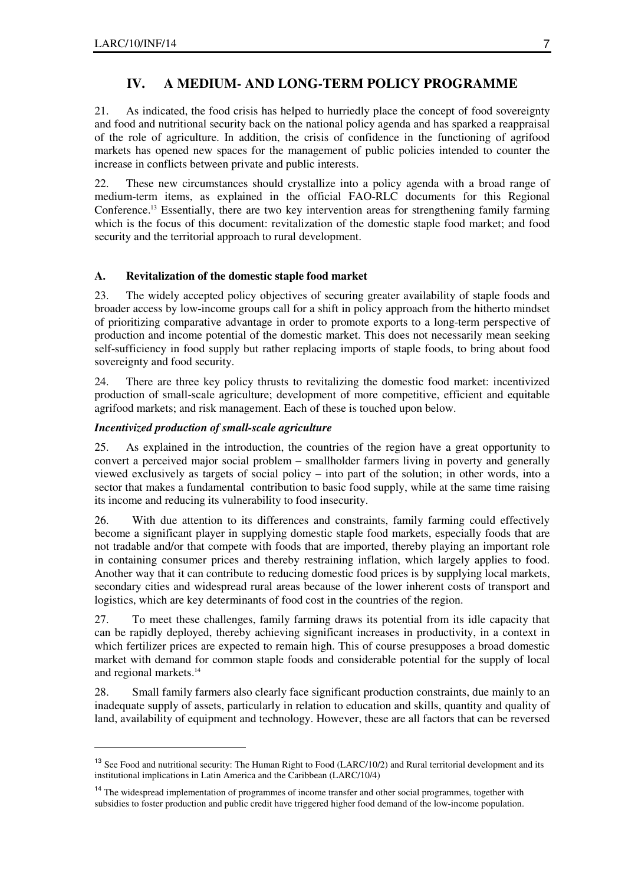## IV. A MEDIUM- AND LONG-TERM POLICY PROGRAMME

21. As indicated, the food crisis has helped to hurriedly place the concept of food sovereignty and food and nutritional security back on the national policy agenda and has sparked a reappraisal of the role of agriculture. In addition, the crisis of confidence in the functioning of agrifood markets has opened new spaces for the management of public policies intended to counter the increase in conflicts between private and public interests.

22. These new circumstances should crystallize into a policy agenda with a broad range of medium-term items, as explained in the official FAO-RLC documents for this Regional Conference.[13] Essentially, there are two key intervention areas for strengthening family farming which is the focus of this document: revitalization of the domestic staple food market; and food security and the territorial approach to rural development.

### A. Revitalization of the domestic staple food market

23. The widely accepted policy objectives of securing greater availability of staple foods and broader access by low-income groups call for a shift in policy approach from the hitherto mindset of prioritizing comparative advantage in order to promote exports to a long-term perspective of production and income potential of the domestic market. This does not necessarily mean seeking self-sufficiency in food supply but rather replacing imports of staple foods, to bring about food sovereignty and food security.

24. There are three key policy thrusts to revitalizing the domestic food market: incentivized production of small-scale agriculture; development of more competitive, efficient and equitable agrifood markets; and risk management. Each of these is touched upon below.

***Incentivized production of small-scale agriculture***

25. As explained in the introduction, the countries of the region have a great opportunity to convert a perceived major social problem – smallholder farmers living in poverty and generally viewed exclusively as targets of social policy – into part of the solution; in other words, into a sector that makes a fundamental contribution to basic food supply, while at the same time raising its income and reducing its vulnerability to food insecurity.

26. With due attention to its differences and constraints, family farming could effectively become a significant player in supplying domestic staple food markets, especially foods that are not tradable and/or that compete with foods that are imported, thereby playing an important role in containing consumer prices and thereby restraining inflation, which largely applies to food. Another way that it can contribute to reducing domestic food prices is by supplying local markets, secondary cities and widespread rural areas because of the lower inherent costs of transport and logistics, which are key determinants of food cost in the countries of the region.

27. To meet these challenges, family farming draws its potential from its idle capacity that can be rapidly deployed, thereby achieving significant increases in productivity, in a context in which fertilizer prices are expected to remain high. This of course presupposes a broad domestic market with demand for common staple foods and considerable potential for the supply of local and regional markets.[14]

28. Small family farmers also clearly face significant production constraints, due mainly to an inadequate supply of assets, particularly in relation to education and skills, quantity and quality of land, availability of equipment and technology. However, these are all factors that can be reversed

---

[13] See Food and nutritional security: The Human Right to Food (LARC/10/2) and Rural territorial development and its institutional implications in Latin America and the Caribbean (LARC/10/4)

[14] The widespread implementation of programmes of income transfer and other social programmes, together with subsidies to foster production and public credit have triggered higher food demand of the low-income population.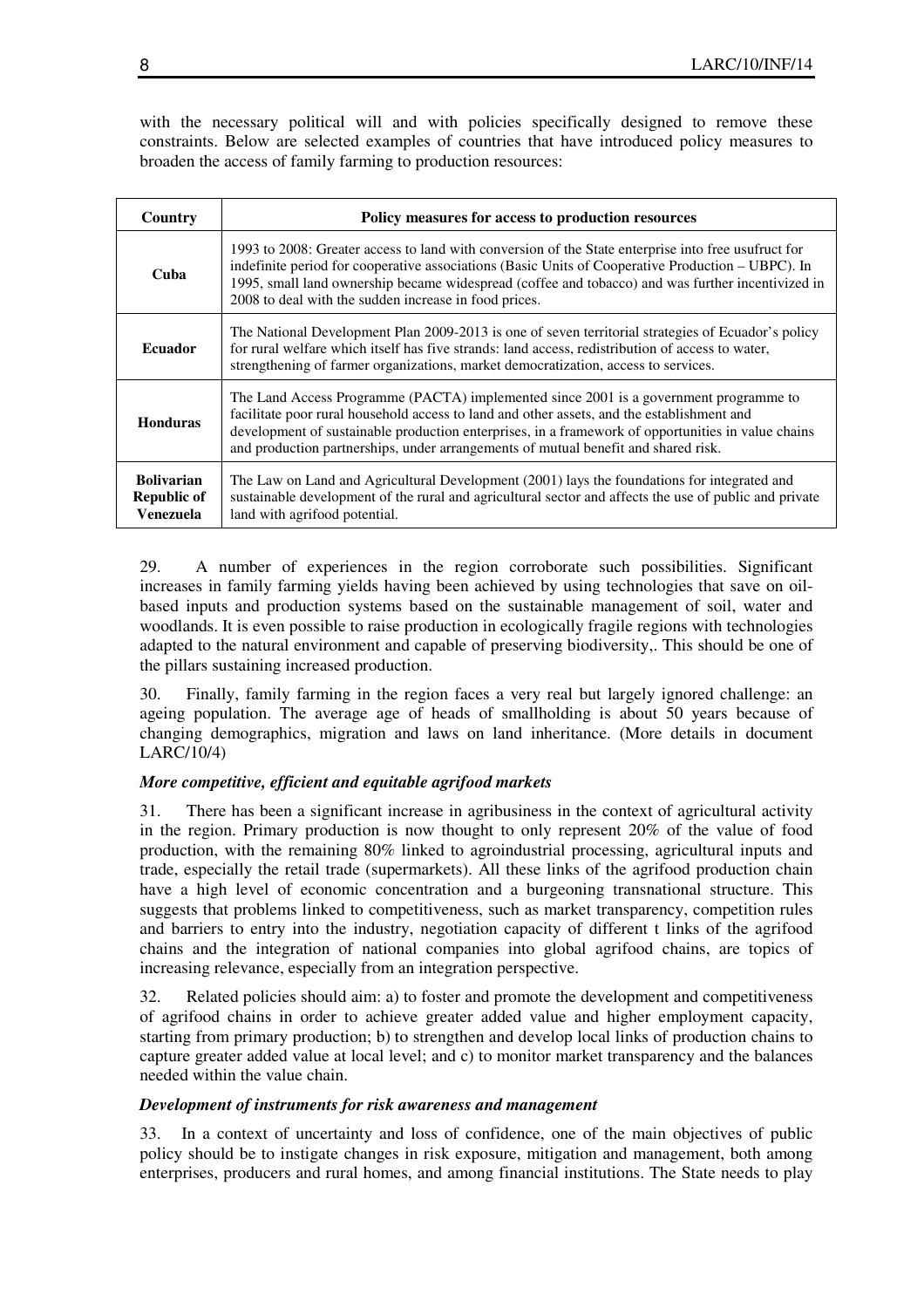with the necessary political will and with policies specifically designed to remove these constraints. Below are selected examples of countries that have introduced policy measures to broaden the access of family farming to production resources:

| Country | Policy measures for access to production resources |
|---|---|
| **Cuba** | 1993 to 2008: Greater access to land with conversion of the State enterprise into free usufruct for indefinite period for cooperative associations (Basic Units of Cooperative Production – UBPC). In 1995, small land ownership became widespread (coffee and tobacco) and was further incentivized in 2008 to deal with the sudden increase in food prices. |
| **Ecuador** | The National Development Plan 2009-2013 is one of seven territorial strategies of Ecuador's policy for rural welfare which itself has five strands: land access, redistribution of access to water, strengthening of farmer organizations, market democratization, access to services. |
| **Honduras** | The Land Access Programme (PACTA) implemented since 2001 is a government programme to facilitate poor rural household access to land and other assets, and the establishment and development of sustainable production enterprises, in a framework of opportunities in value chains and production partnerships, under arrangements of mutual benefit and shared risk. |
| **Bolivarian Republic of Venezuela** | The Law on Land and Agricultural Development (2001) lays the foundations for integrated and sustainable development of the rural and agricultural sector and affects the use of public and private land with agrifood potential. |

29. A number of experiences in the region corroborate such possibilities. Significant increases in family farming yields having been achieved by using technologies that save on oil-based inputs and production systems based on the sustainable management of soil, water and woodlands. It is even possible to raise production in ecologically fragile regions with technologies adapted to the natural environment and capable of preserving biodiversity,. This should be one of the pillars sustaining increased production.

30. Finally, family farming in the region faces a very real but largely ignored challenge: an ageing population. The average age of heads of smallholding is about 50 years because of changing demographics, migration and laws on land inheritance. (More details in document LARC/10/4)

### *More competitive, efficient and equitable agrifood markets*

31. There has been a significant increase in agribusiness in the context of agricultural activity in the region. Primary production is now thought to only represent 20% of the value of food production, with the remaining 80% linked to agroindustrial processing, agricultural inputs and trade, especially the retail trade (supermarkets). All these links of the agrifood production chain have a high level of economic concentration and a burgeoning transnational structure. This suggests that problems linked to competitiveness, such as market transparency, competition rules and barriers to entry into the industry, negotiation capacity of different t links of the agrifood chains and the integration of national companies into global agrifood chains, are topics of increasing relevance, especially from an integration perspective.

32. Related policies should aim: a) to foster and promote the development and competitiveness of agrifood chains in order to achieve greater added value and higher employment capacity, starting from primary production; b) to strengthen and develop local links of production chains to capture greater added value at local level; and c) to monitor market transparency and the balances needed within the value chain.

### *Development of instruments for risk awareness and management*

33. In a context of uncertainty and loss of confidence, one of the main objectives of public policy should be to instigate changes in risk exposure, mitigation and management, both among enterprises, producers and rural homes, and among financial institutions. The State needs to play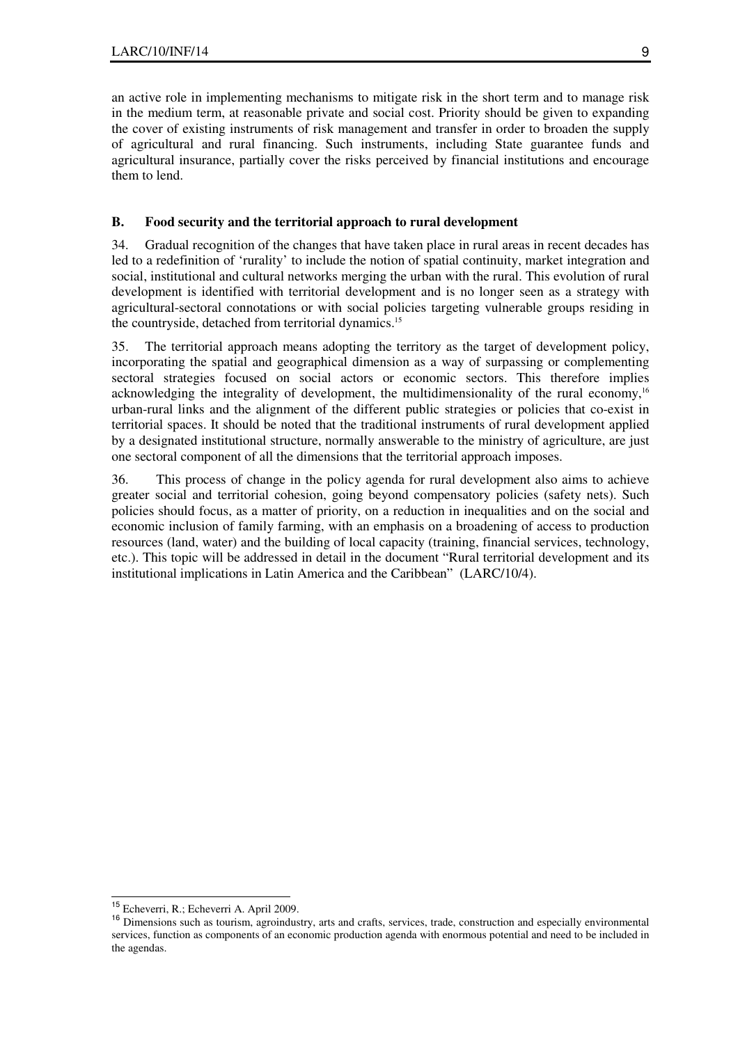an active role in implementing mechanisms to mitigate risk in the short term and to manage risk in the medium term, at reasonable private and social cost. Priority should be given to expanding the cover of existing instruments of risk management and transfer in order to broaden the supply of agricultural and rural financing. Such instruments, including State guarantee funds and agricultural insurance, partially cover the risks perceived by financial institutions and encourage them to lend.

### B. Food security and the territorial approach to rural development

34. Gradual recognition of the changes that have taken place in rural areas in recent decades has led to a redefinition of 'rurality' to include the notion of spatial continuity, market integration and social, institutional and cultural networks merging the urban with the rural. This evolution of rural development is identified with territorial development and is no longer seen as a strategy with agricultural-sectoral connotations or with social policies targeting vulnerable groups residing in the countryside, detached from territorial dynamics.[15]

35. The territorial approach means adopting the territory as the target of development policy, incorporating the spatial and geographical dimension as a way of surpassing or complementing sectoral strategies focused on social actors or economic sectors. This therefore implies acknowledging the integrality of development, the multidimensionality of the rural economy,[16] urban-rural links and the alignment of the different public strategies or policies that co-exist in territorial spaces. It should be noted that the traditional instruments of rural development applied by a designated institutional structure, normally answerable to the ministry of agriculture, are just one sectoral component of all the dimensions that the territorial approach imposes.

36. This process of change in the policy agenda for rural development also aims to achieve greater social and territorial cohesion, going beyond compensatory policies (safety nets). Such policies should focus, as a matter of priority, on a reduction in inequalities and on the social and economic inclusion of family farming, with an emphasis on a broadening of access to production resources (land, water) and the building of local capacity (training, financial services, technology, etc.). This topic will be addressed in detail in the document "Rural territorial development and its institutional implications in Latin America and the Caribbean" (LARC/10/4).

---

[15] Echeverri, R.; Echeverri A. April 2009.

[16] Dimensions such as tourism, agroindustry, arts and crafts, services, trade, construction and especially environmental services, function as components of an economic production agenda with enormous potential and need to be included in the agendas.